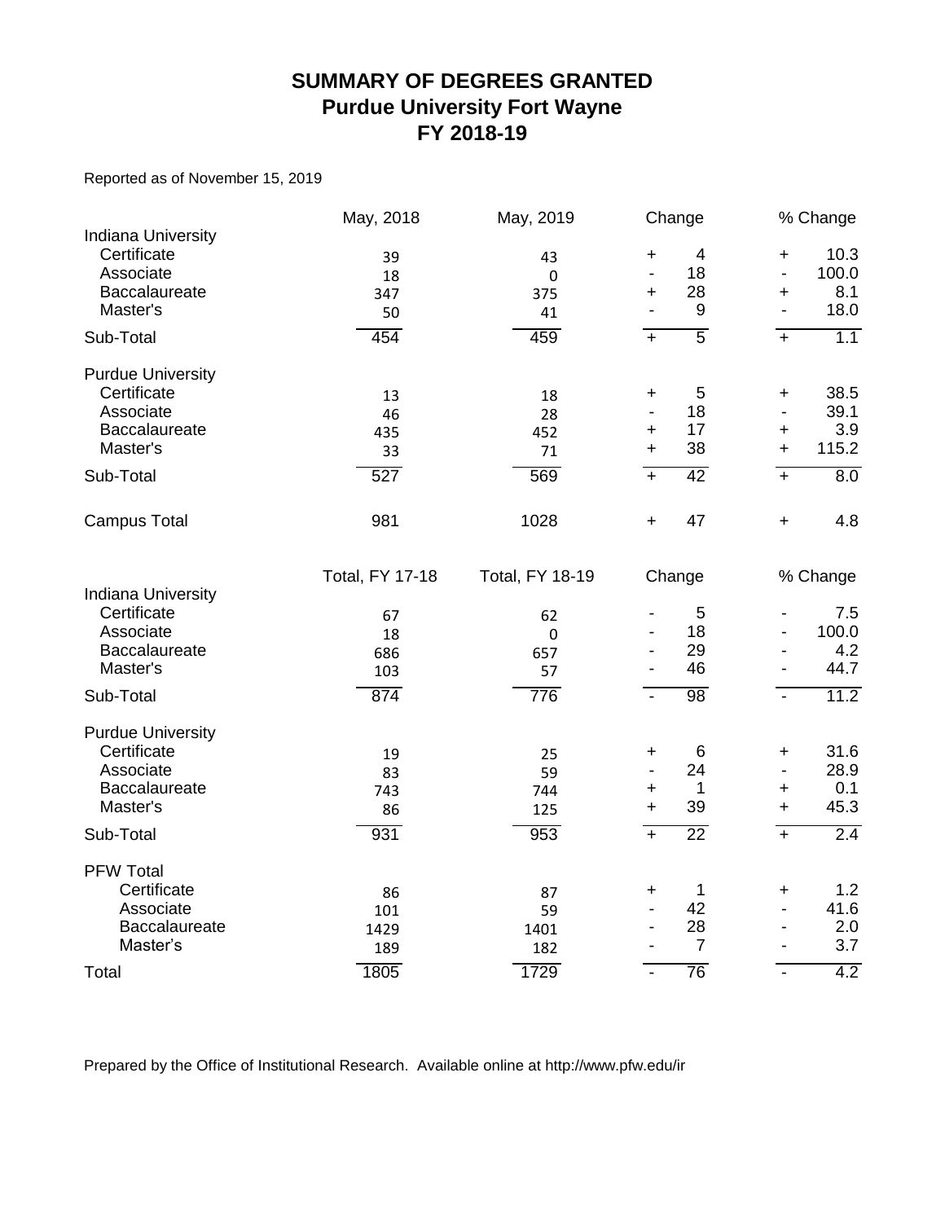# SUMMARY OF DEGREES GRANTED
## Purdue University Fort Wayne
## FY 2018-19

Reported as of November 15, 2019

| | May, 2018 | May, 2019 | Change | % Change |
|---|---|---|---|---|
| **Indiana University** | | | | |
| Certificate | 39 | 43 | + 4 | + 10.3 |
| Associate | 18 | 0 | - 18 | - 100.0 |
| Baccalaureate | 347 | 375 | + 28 | + 8.1 |
| Master's | 50 | 41 | - 9 | - 18.0 |
| Sub-Total | 454 | 459 | + 5 | + 1.1 |
| **Purdue University** | | | | |
| Certificate | 13 | 18 | + 5 | + 38.5 |
| Associate | 46 | 28 | - 18 | - 39.1 |
| Baccalaureate | 435 | 452 | + 17 | + 3.9 |
| Master's | 33 | 71 | + 38 | + 115.2 |
| Sub-Total | 527 | 569 | + 42 | + 8.0 |
| Campus Total | 981 | 1028 | + 47 | + 4.8 |

| | Total, FY 17-18 | Total, FY 18-19 | Change | % Change |
|---|---|---|---|---|
| **Indiana University** | | | | |
| Certificate | 67 | 62 | - 5 | - 7.5 |
| Associate | 18 | 0 | - 18 | - 100.0 |
| Baccalaureate | 686 | 657 | - 29 | - 4.2 |
| Master's | 103 | 57 | - 46 | - 44.7 |
| Sub-Total | 874 | 776 | - 98 | - 11.2 |
| **Purdue University** | | | | |
| Certificate | 19 | 25 | + 6 | + 31.6 |
| Associate | 83 | 59 | - 24 | - 28.9 |
| Baccalaureate | 743 | 744 | + 1 | + 0.1 |
| Master's | 86 | 125 | + 39 | + 45.3 |
| Sub-Total | 931 | 953 | + 22 | + 2.4 |
| **PFW Total** | | | | |
| Certificate | 86 | 87 | + 1 | + 1.2 |
| Associate | 101 | 59 | - 42 | - 41.6 |
| Baccalaureate | 1429 | 1401 | - 28 | - 2.0 |
| Master's | 189 | 182 | - 7 | - 3.7 |
| Total | 1805 | 1729 | - 76 | - 4.2 |

Prepared by the Office of Institutional Research. Available online at http://www.pfw.edu/ir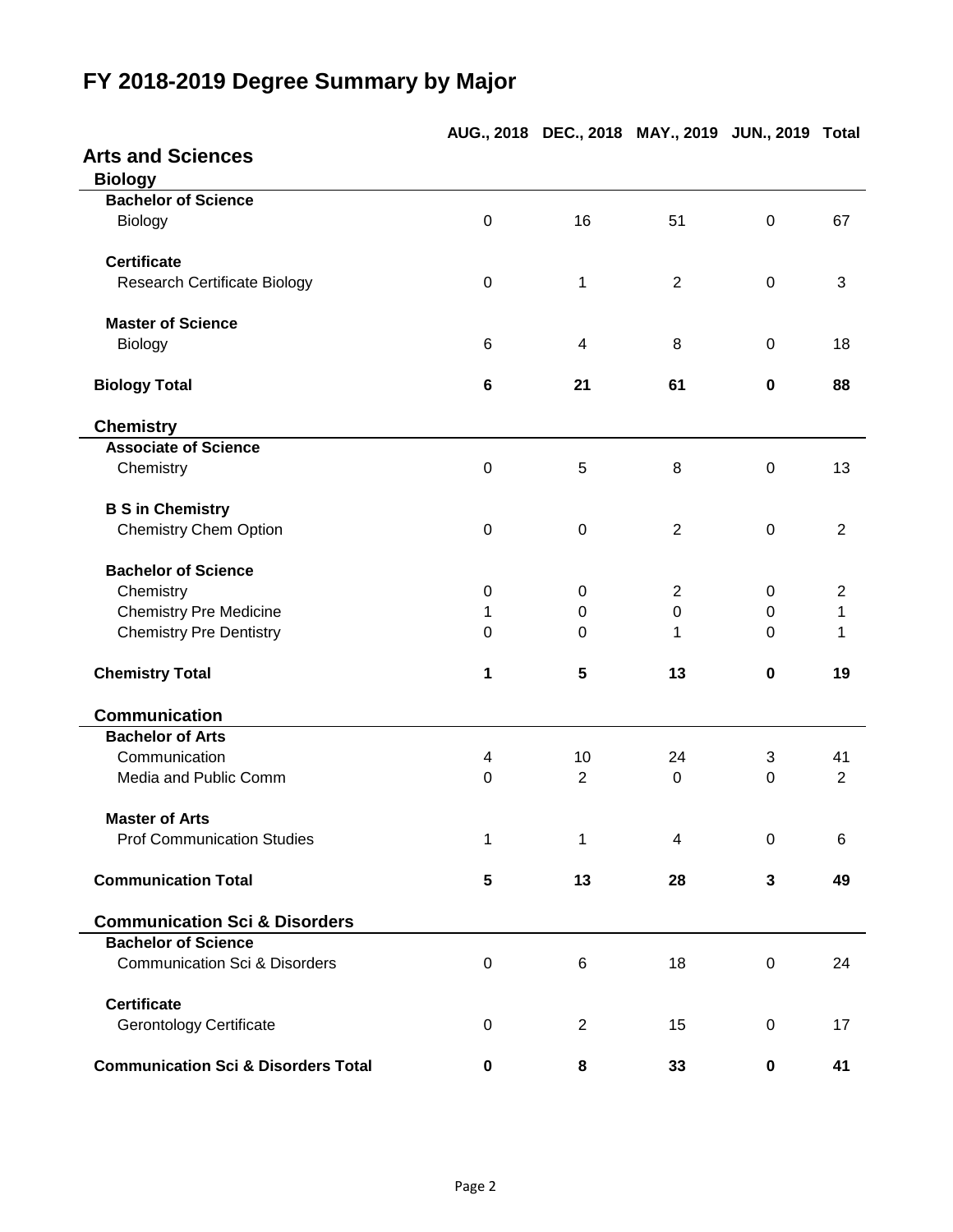# FY 2018-2019 Degree Summary by Major

| | AUG., 2018 | DEC., 2018 | MAY., 2019 | JUN., 2019 | Total |
|---|---|---|---|---|---|
| **Arts and Sciences** | | | | | |
| **Biology** | | | | | |
| **Bachelor of Science** | | | | | |
| Biology | 0 | 16 | 51 | 0 | 67 |
| **Certificate** | | | | | |
| Research Certificate Biology | 0 | 1 | 2 | 0 | 3 |
| **Master of Science** | | | | | |
| Biology | 6 | 4 | 8 | 0 | 18 |
| **Biology Total** | **6** | **21** | **61** | **0** | **88** |
| **Chemistry** | | | | | |
| **Associate of Science** | | | | | |
| Chemistry | 0 | 5 | 8 | 0 | 13 |
| **B S in Chemistry** | | | | | |
| Chemistry Chem Option | 0 | 0 | 2 | 0 | 2 |
| **Bachelor of Science** | | | | | |
| Chemistry | 0 | 0 | 2 | 0 | 2 |
| Chemistry Pre Medicine | 1 | 0 | 0 | 0 | 1 |
| Chemistry Pre Dentistry | 0 | 0 | 1 | 0 | 1 |
| **Chemistry Total** | **1** | **5** | **13** | **0** | **19** |
| **Communication** | | | | | |
| **Bachelor of Arts** | | | | | |
| Communication | 4 | 10 | 24 | 3 | 41 |
| Media and Public Comm | 0 | 2 | 0 | 0 | 2 |
| **Master of Arts** | | | | | |
| Prof Communication Studies | 1 | 1 | 4 | 0 | 6 |
| **Communication Total** | **5** | **13** | **28** | **3** | **49** |
| **Communication Sci & Disorders** | | | | | |
| **Bachelor of Science** | | | | | |
| Communication Sci & Disorders | 0 | 6 | 18 | 0 | 24 |
| **Certificate** | | | | | |
| Gerontology Certificate | 0 | 2 | 15 | 0 | 17 |
| **Communication Sci & Disorders Total** | **0** | **8** | **33** | **0** | **41** |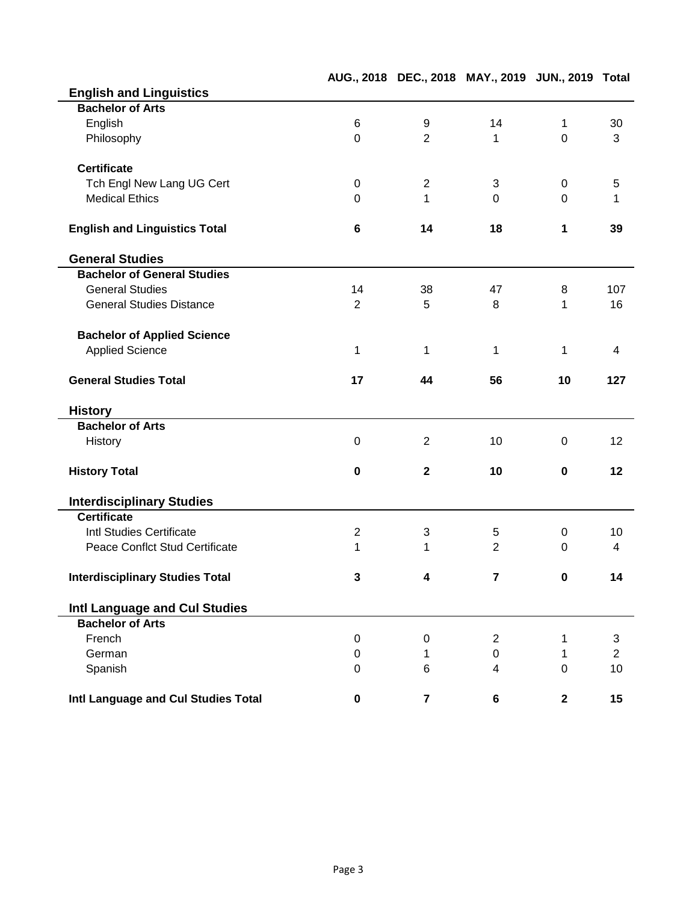| | AUG., 2018 | DEC., 2018 | MAY., 2019 | JUN., 2019 | Total |
|---|---|---|---|---|---|
| **English and Linguistics** | | | | | |
| **Bachelor of Arts** | | | | | |
| English | 6 | 9 | 14 | 1 | 30 |
| Philosophy | 0 | 2 | 1 | 0 | 3 |
| **Certificate** | | | | | |
| Tch Engl New Lang UG Cert | 0 | 2 | 3 | 0 | 5 |
| Medical Ethics | 0 | 1 | 0 | 0 | 1 |
| **English and Linguistics Total** | **6** | **14** | **18** | **1** | **39** |
| **General Studies** | | | | | |
| **Bachelor of General Studies** | | | | | |
| General Studies | 14 | 38 | 47 | 8 | 107 |
| General Studies Distance | 2 | 5 | 8 | 1 | 16 |
| **Bachelor of Applied Science** | | | | | |
| Applied Science | 1 | 1 | 1 | 1 | 4 |
| **General Studies Total** | **17** | **44** | **56** | **10** | **127** |
| **History** | | | | | |
| **Bachelor of Arts** | | | | | |
| History | 0 | 2 | 10 | 0 | 12 |
| **History Total** | **0** | **2** | **10** | **0** | **12** |
| **Interdisciplinary Studies** | | | | | |
| **Certificate** | | | | | |
| Intl Studies Certificate | 2 | 3 | 5 | 0 | 10 |
| Peace Conflct Stud Certificate | 1 | 1 | 2 | 0 | 4 |
| **Interdisciplinary Studies Total** | **3** | **4** | **7** | **0** | **14** |
| **Intl Language and Cul Studies** | | | | | |
| **Bachelor of Arts** | | | | | |
| French | 0 | 0 | 2 | 1 | 3 |
| German | 0 | 1 | 0 | 1 | 2 |
| Spanish | 0 | 6 | 4 | 0 | 10 |
| **Intl Language and Cul Studies Total** | **0** | **7** | **6** | **2** | **15** |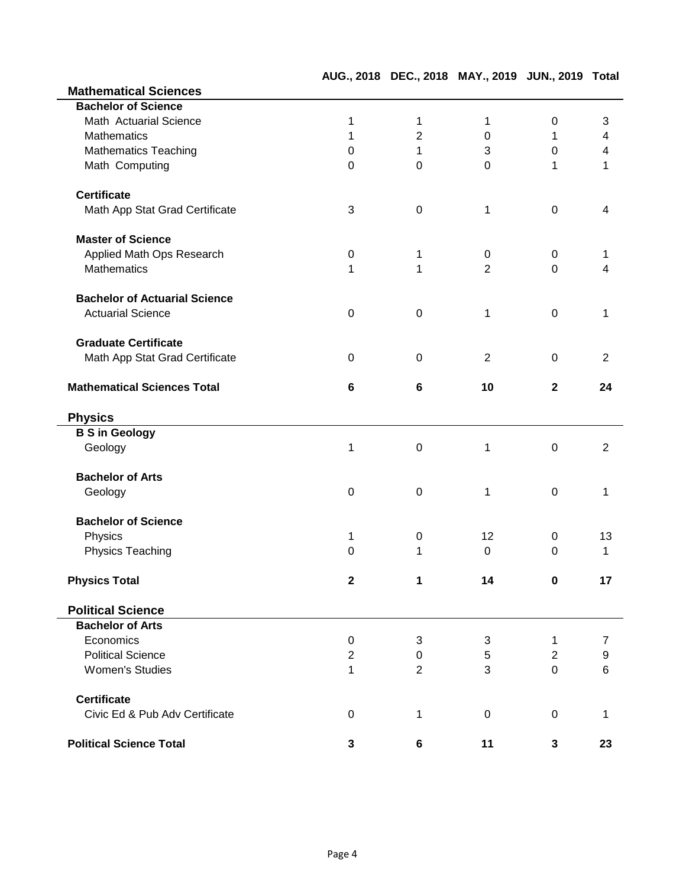| | AUG., 2018 | DEC., 2018 | MAY., 2019 | JUN., 2019 | Total |
|---|---|---|---|---|---|
| **Mathematical Sciences** | | | | | |
| **Bachelor of Science** | | | | | |
| Math Actuarial Science | 1 | 1 | 1 | 0 | 3 |
| Mathematics | 1 | 2 | 0 | 1 | 4 |
| Mathematics Teaching | 0 | 1 | 3 | 0 | 4 |
| Math Computing | 0 | 0 | 0 | 1 | 1 |
| **Certificate** | | | | | |
| Math App Stat Grad Certificate | 3 | 0 | 1 | 0 | 4 |
| **Master of Science** | | | | | |
| Applied Math Ops Research | 0 | 1 | 0 | 0 | 1 |
| Mathematics | 1 | 1 | 2 | 0 | 4 |
| **Bachelor of Actuarial Science** | | | | | |
| Actuarial Science | 0 | 0 | 1 | 0 | 1 |
| **Graduate Certificate** | | | | | |
| Math App Stat Grad Certificate | 0 | 0 | 2 | 0 | 2 |
| **Mathematical Sciences Total** | **6** | **6** | **10** | **2** | **24** |
| **Physics** | | | | | |
| **B S in Geology** | | | | | |
| Geology | 1 | 0 | 1 | 0 | 2 |
| **Bachelor of Arts** | | | | | |
| Geology | 0 | 0 | 1 | 0 | 1 |
| **Bachelor of Science** | | | | | |
| Physics | 1 | 0 | 12 | 0 | 13 |
| Physics Teaching | 0 | 1 | 0 | 0 | 1 |
| **Physics Total** | **2** | **1** | **14** | **0** | **17** |
| **Political Science** | | | | | |
| **Bachelor of Arts** | | | | | |
| Economics | 0 | 3 | 3 | 1 | 7 |
| Political Science | 2 | 0 | 5 | 2 | 9 |
| Women's Studies | 1 | 2 | 3 | 0 | 6 |
| **Certificate** | | | | | |
| Civic Ed & Pub Adv Certificate | 0 | 1 | 0 | 0 | 1 |
| **Political Science Total** | **3** | **6** | **11** | **3** | **23** |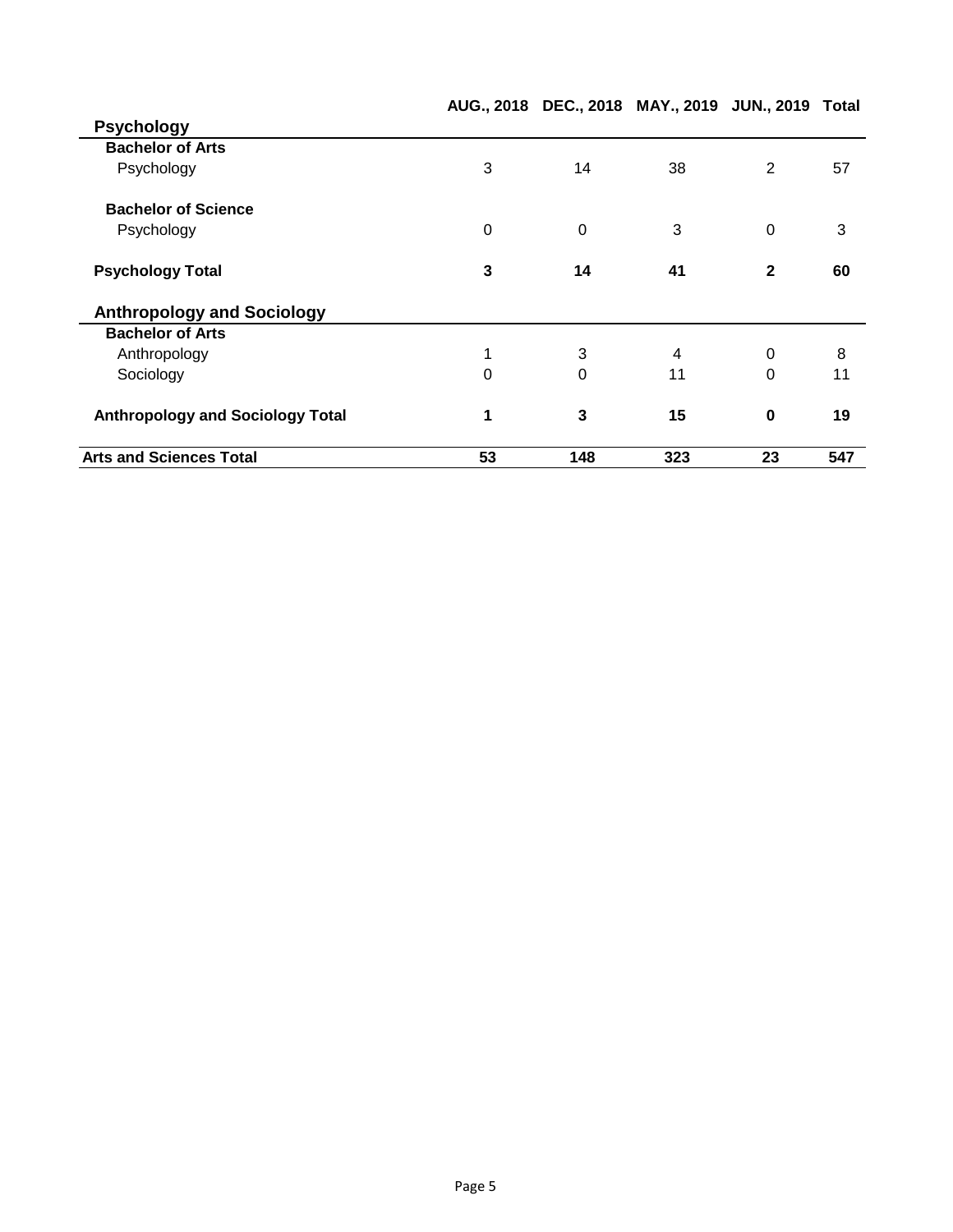| | AUG., 2018 | DEC., 2018 | MAY., 2019 | JUN., 2019 | Total |
|---|---|---|---|---|---|
| **Psychology** | | | | | |
| **Bachelor of Arts** | | | | | |
| Psychology | 3 | 14 | 38 | 2 | 57 |
| **Bachelor of Science** | | | | | |
| Psychology | 0 | 0 | 3 | 0 | 3 |
| **Psychology Total** | **3** | **14** | **41** | **2** | **60** |
| **Anthropology and Sociology** | | | | | |
| **Bachelor of Arts** | | | | | |
| Anthropology | 1 | 3 | 4 | 0 | 8 |
| Sociology | 0 | 0 | 11 | 0 | 11 |
| **Anthropology and Sociology Total** | **1** | **3** | **15** | **0** | **19** |
| **Arts and Sciences Total** | **53** | **148** | **323** | **23** | **547** |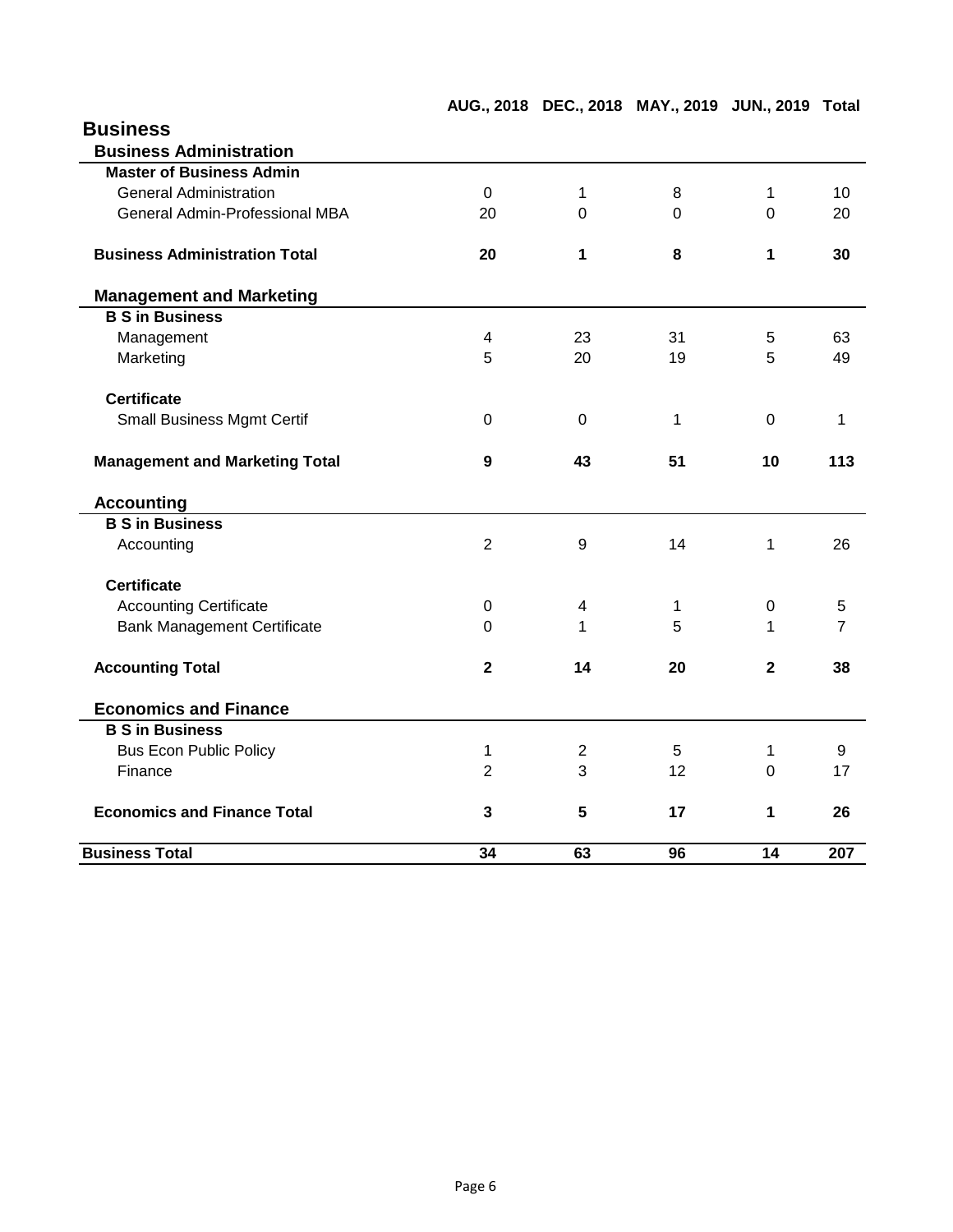## Business

| | AUG., 2018 | DEC., 2018 | MAY., 2019 | JUN., 2019 | Total |
|---|---|---|---|---|---|
| **Business Administration** | | | | | |
| **Master of Business Admin** | | | | | |
| General Administration | 0 | 1 | 8 | 1 | 10 |
| General Admin-Professional MBA | 20 | 0 | 0 | 0 | 20 |
| **Business Administration Total** | **20** | **1** | **8** | **1** | **30** |
| **Management and Marketing** | | | | | |
| **B S in Business** | | | | | |
| Management | 4 | 23 | 31 | 5 | 63 |
| Marketing | 5 | 20 | 19 | 5 | 49 |
| **Certificate** | | | | | |
| Small Business Mgmt Certif | 0 | 0 | 1 | 0 | 1 |
| **Management and Marketing Total** | **9** | **43** | **51** | **10** | **113** |
| **Accounting** | | | | | |
| **B S in Business** | | | | | |
| Accounting | 2 | 9 | 14 | 1 | 26 |
| **Certificate** | | | | | |
| Accounting Certificate | 0 | 4 | 1 | 0 | 5 |
| Bank Management Certificate | 0 | 1 | 5 | 1 | 7 |
| **Accounting Total** | **2** | **14** | **20** | **2** | **38** |
| **Economics and Finance** | | | | | |
| **B S in Business** | | | | | |
| Bus Econ Public Policy | 1 | 2 | 5 | 1 | 9 |
| Finance | 2 | 3 | 12 | 0 | 17 |
| **Economics and Finance Total** | **3** | **5** | **17** | **1** | **26** |
| **Business Total** | **34** | **63** | **96** | **14** | **207** |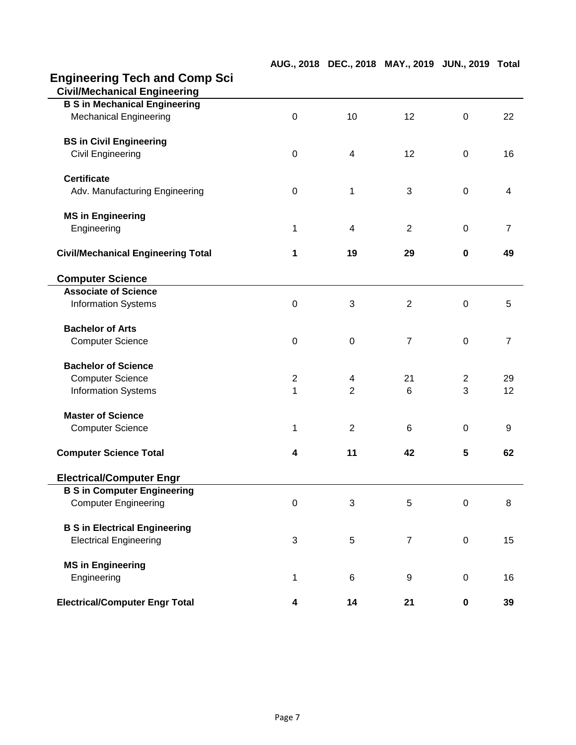## Engineering Tech and Comp Sci

| | AUG., 2018 | DEC., 2018 | MAY., 2019 | JUN., 2019 | Total |
|---|---|---|---|---|---|
| **Civil/Mechanical Engineering** | | | | | |
| **B S in Mechanical Engineering** | | | | | |
| Mechanical Engineering | 0 | 10 | 12 | 0 | 22 |
| **BS in Civil Engineering** | | | | | |
| Civil Engineering | 0 | 4 | 12 | 0 | 16 |
| **Certificate** | | | | | |
| Adv. Manufacturing Engineering | 0 | 1 | 3 | 0 | 4 |
| **MS in Engineering** | | | | | |
| Engineering | 1 | 4 | 2 | 0 | 7 |
| **Civil/Mechanical Engineering Total** | **1** | **19** | **29** | **0** | **49** |
| **Computer Science** | | | | | |
| **Associate of Science** | | | | | |
| Information Systems | 0 | 3 | 2 | 0 | 5 |
| **Bachelor of Arts** | | | | | |
| Computer Science | 0 | 0 | 7 | 0 | 7 |
| **Bachelor of Science** | | | | | |
| Computer Science | 2 | 4 | 21 | 2 | 29 |
| Information Systems | 1 | 2 | 6 | 3 | 12 |
| **Master of Science** | | | | | |
| Computer Science | 1 | 2 | 6 | 0 | 9 |
| **Computer Science Total** | **4** | **11** | **42** | **5** | **62** |
| **Electrical/Computer Engr** | | | | | |
| **B S in Computer Engineering** | | | | | |
| Computer Engineering | 0 | 3 | 5 | 0 | 8 |
| **B S in Electrical Engineering** | | | | | |
| Electrical Engineering | 3 | 5 | 7 | 0 | 15 |
| **MS in Engineering** | | | | | |
| Engineering | 1 | 6 | 9 | 0 | 16 |
| **Electrical/Computer Engr Total** | **4** | **14** | **21** | **0** | **39** |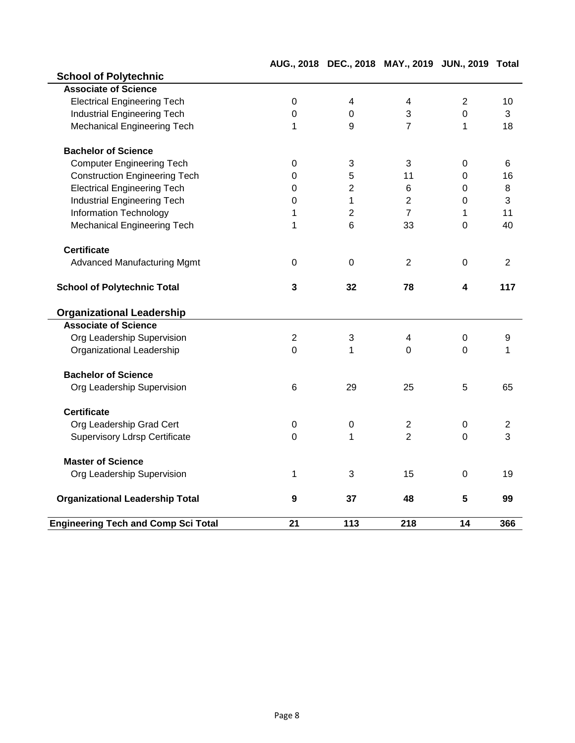| | AUG., 2018 | DEC., 2018 | MAY., 2019 | JUN., 2019 | Total |
|---|---|---|---|---|---|
| **School of Polytechnic** | | | | | |
| **Associate of Science** | | | | | |
| Electrical Engineering Tech | 0 | 4 | 4 | 2 | 10 |
| Industrial Engineering Tech | 0 | 0 | 3 | 0 | 3 |
| Mechanical Engineering Tech | 1 | 9 | 7 | 1 | 18 |
| **Bachelor of Science** | | | | | |
| Computer Engineering Tech | 0 | 3 | 3 | 0 | 6 |
| Construction Engineering Tech | 0 | 5 | 11 | 0 | 16 |
| Electrical Engineering Tech | 0 | 2 | 6 | 0 | 8 |
| Industrial Engineering Tech | 0 | 1 | 2 | 0 | 3 |
| Information Technology | 1 | 2 | 7 | 1 | 11 |
| Mechanical Engineering Tech | 1 | 6 | 33 | 0 | 40 |
| **Certificate** | | | | | |
| Advanced Manufacturing Mgmt | 0 | 0 | 2 | 0 | 2 |
| **School of Polytechnic Total** | **3** | **32** | **78** | **4** | **117** |
| **Organizational Leadership** | | | | | |
| **Associate of Science** | | | | | |
| Org Leadership Supervision | 2 | 3 | 4 | 0 | 9 |
| Organizational Leadership | 0 | 1 | 0 | 0 | 1 |
| **Bachelor of Science** | | | | | |
| Org Leadership Supervision | 6 | 29 | 25 | 5 | 65 |
| **Certificate** | | | | | |
| Org Leadership Grad Cert | 0 | 0 | 2 | 0 | 2 |
| Supervisory Ldrsp Certificate | 0 | 1 | 2 | 0 | 3 |
| **Master of Science** | | | | | |
| Org Leadership Supervision | 1 | 3 | 15 | 0 | 19 |
| **Organizational Leadership Total** | **9** | **37** | **48** | **5** | **99** |
| **Engineering Tech and Comp Sci Total** | **21** | **113** | **218** | **14** | **366** |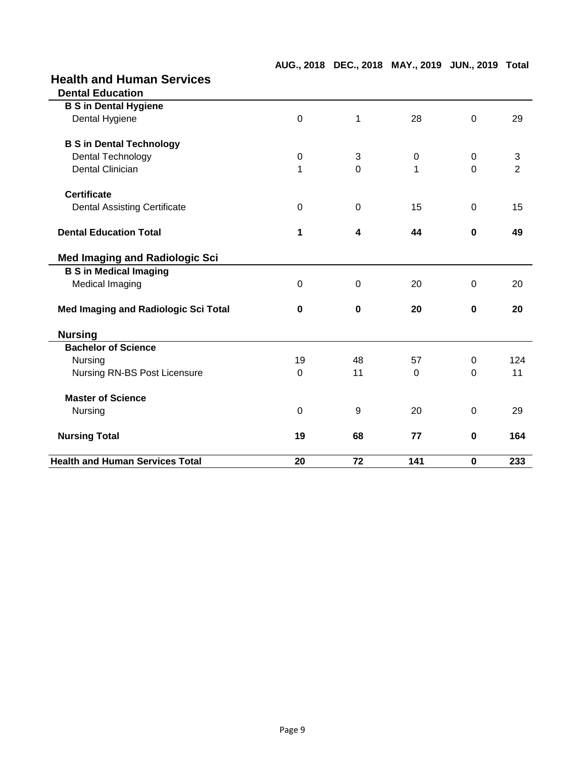# Health and Human Services

|  | AUG., 2018 | DEC., 2018 | MAY., 2019 | JUN., 2019 | Total |
|---|---|---|---|---|---|
| **Dental Education** | | | | | |
| **B S in Dental Hygiene** | | | | | |
| Dental Hygiene | 0 | 1 | 28 | 0 | 29 |
| **B S in Dental Technology** | | | | | |
| Dental Technology | 0 | 3 | 0 | 0 | 3 |
| Dental Clinician | 1 | 0 | 1 | 0 | 2 |
| **Certificate** | | | | | |
| Dental Assisting Certificate | 0 | 0 | 15 | 0 | 15 |
| **Dental Education Total** | **1** | **4** | **44** | **0** | **49** |
| **Med Imaging and Radiologic Sci** | | | | | |
| **B S in Medical Imaging** | | | | | |
| Medical Imaging | 0 | 0 | 20 | 0 | 20 |
| **Med Imaging and Radiologic Sci Total** | **0** | **0** | **20** | **0** | **20** |
| **Nursing** | | | | | |
| **Bachelor of Science** | | | | | |
| Nursing | 19 | 48 | 57 | 0 | 124 |
| Nursing RN-BS Post Licensure | 0 | 11 | 0 | 0 | 11 |
| **Master of Science** | | | | | |
| Nursing | 0 | 9 | 20 | 0 | 29 |
| **Nursing Total** | **19** | **68** | **77** | **0** | **164** |
| **Health and Human Services Total** | **20** | **72** | **141** | **0** | **233** |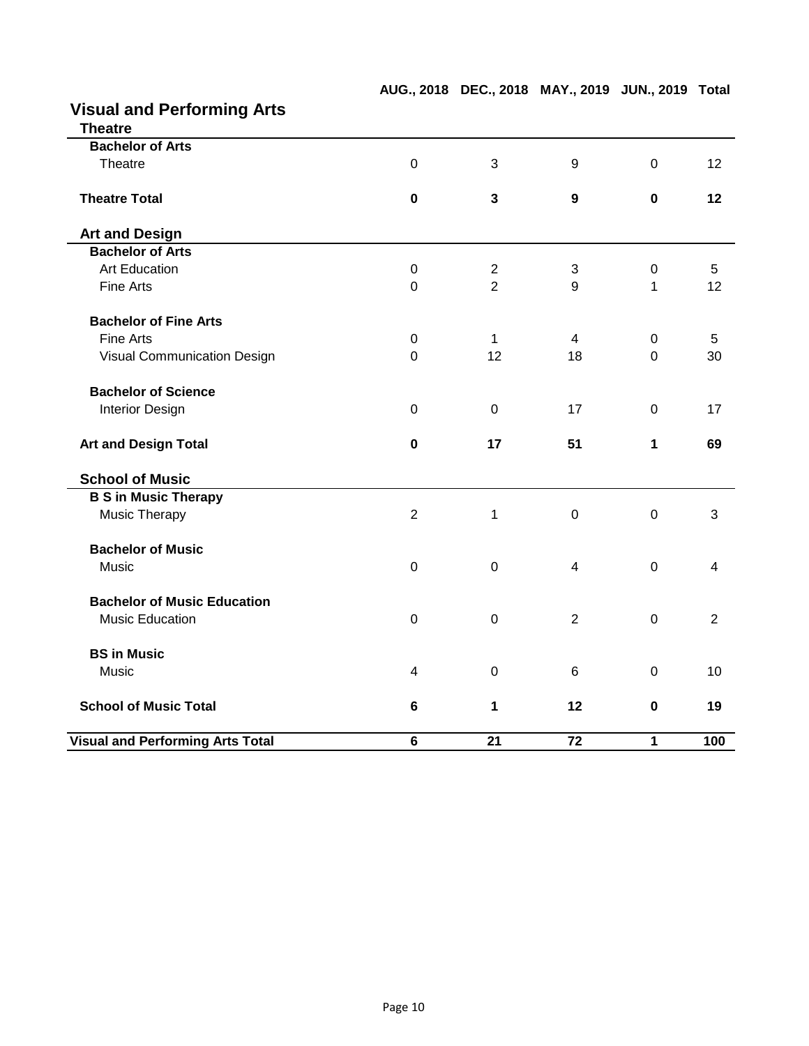| | AUG., 2018 | DEC., 2018 | MAY., 2019 | JUN., 2019 | Total |
|---|---|---|---|---|---|
| **Visual and Performing Arts** | | | | | |
| **Theatre** | | | | | |
| **Bachelor of Arts** | | | | | |
| Theatre | 0 | 3 | 9 | 0 | 12 |
| **Theatre Total** | **0** | **3** | **9** | **0** | **12** |
| **Art and Design** | | | | | |
| **Bachelor of Arts** | | | | | |
| Art Education | 0 | 2 | 3 | 0 | 5 |
| Fine Arts | 0 | 2 | 9 | 1 | 12 |
| **Bachelor of Fine Arts** | | | | | |
| Fine Arts | 0 | 1 | 4 | 0 | 5 |
| Visual Communication Design | 0 | 12 | 18 | 0 | 30 |
| **Bachelor of Science** | | | | | |
| Interior Design | 0 | 0 | 17 | 0 | 17 |
| **Art and Design Total** | **0** | **17** | **51** | **1** | **69** |
| **School of Music** | | | | | |
| **B S in Music Therapy** | | | | | |
| Music Therapy | 2 | 1 | 0 | 0 | 3 |
| **Bachelor of Music** | | | | | |
| Music | 0 | 0 | 4 | 0 | 4 |
| **Bachelor of Music Education** | | | | | |
| Music Education | 0 | 0 | 2 | 0 | 2 |
| **BS in Music** | | | | | |
| Music | 4 | 0 | 6 | 0 | 10 |
| **School of Music Total** | **6** | **1** | **12** | **0** | **19** |
| **Visual and Performing Arts Total** | **6** | **21** | **72** | **1** | **100** |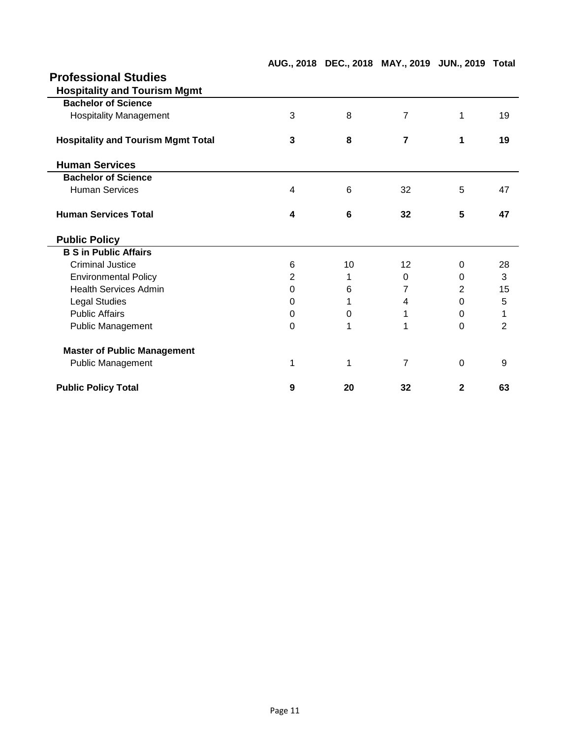## Professional Studies

| | AUG., 2018 | DEC., 2018 | MAY., 2019 | JUN., 2019 | Total |
|---|---|---|---|---|---|
| **Hospitality and Tourism Mgmt** | | | | | |
| **Bachelor of Science** | | | | | |
| Hospitality Management | 3 | 8 | 7 | 1 | 19 |
| **Hospitality and Tourism Mgmt Total** | **3** | **8** | **7** | **1** | **19** |
| **Human Services** | | | | | |
| **Bachelor of Science** | | | | | |
| Human Services | 4 | 6 | 32 | 5 | 47 |
| **Human Services Total** | **4** | **6** | **32** | **5** | **47** |
| **Public Policy** | | | | | |
| **B S in Public Affairs** | | | | | |
| Criminal Justice | 6 | 10 | 12 | 0 | 28 |
| Environmental Policy | 2 | 1 | 0 | 0 | 3 |
| Health Services Admin | 0 | 6 | 7 | 2 | 15 |
| Legal Studies | 0 | 1 | 4 | 0 | 5 |
| Public Affairs | 0 | 0 | 1 | 0 | 1 |
| Public Management | 0 | 1 | 1 | 0 | 2 |
| **Master of Public Management** | | | | | |
| Public Management | 1 | 1 | 7 | 0 | 9 |
| **Public Policy Total** | **9** | **20** | **32** | **2** | **63** |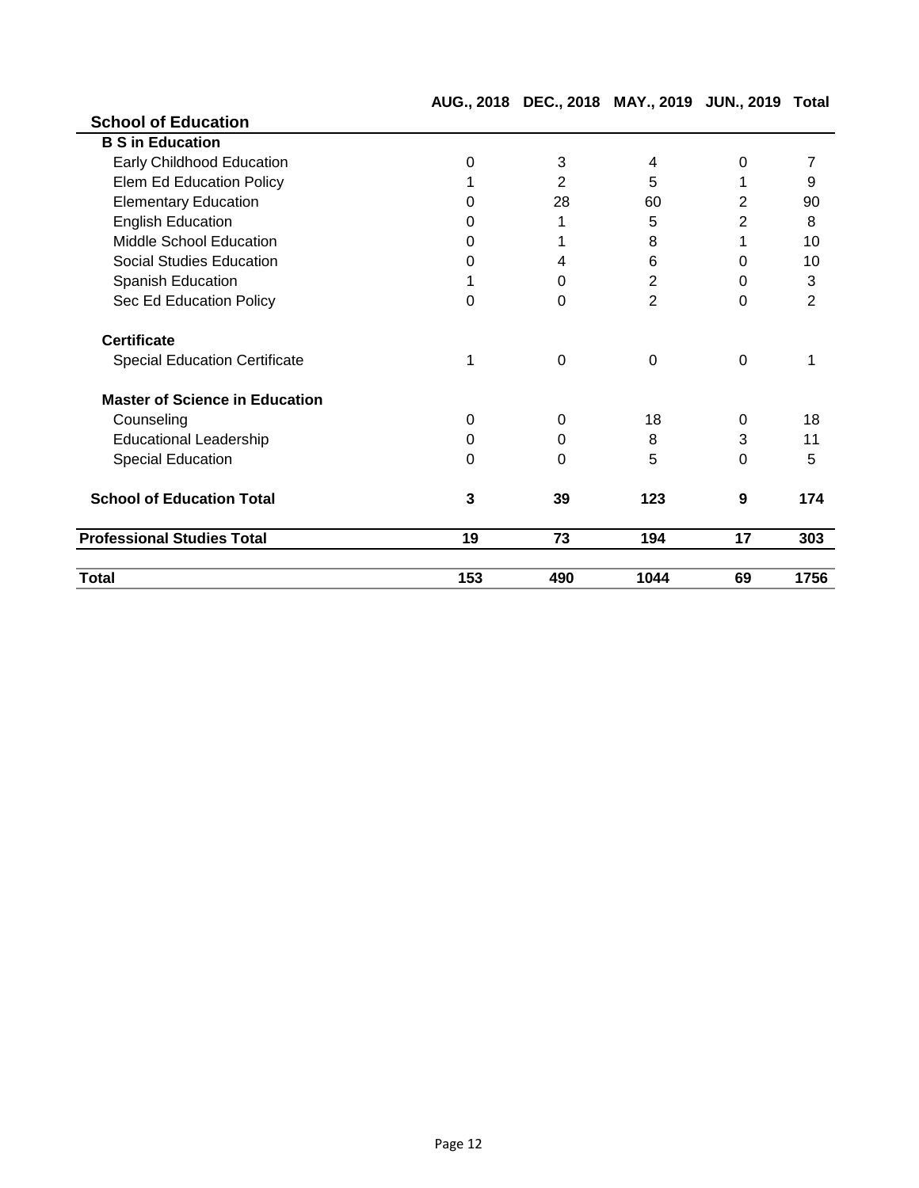| | AUG., 2018 | DEC., 2018 | MAY., 2019 | JUN., 2019 | Total |
|---|---|---|---|---|---|
| **School of Education** | | | | | |
| **B S in Education** | | | | | |
| Early Childhood Education | 0 | 3 | 4 | 0 | 7 |
| Elem Ed Education Policy | 1 | 2 | 5 | 1 | 9 |
| Elementary Education | 0 | 28 | 60 | 2 | 90 |
| English Education | 0 | 1 | 5 | 2 | 8 |
| Middle School Education | 0 | 1 | 8 | 1 | 10 |
| Social Studies Education | 0 | 4 | 6 | 0 | 10 |
| Spanish Education | 1 | 0 | 2 | 0 | 3 |
| Sec Ed Education Policy | 0 | 0 | 2 | 0 | 2 |
| **Certificate** | | | | | |
| Special Education Certificate | 1 | 0 | 0 | 0 | 1 |
| **Master of Science in Education** | | | | | |
| Counseling | 0 | 0 | 18 | 0 | 18 |
| Educational Leadership | 0 | 0 | 8 | 3 | 11 |
| Special Education | 0 | 0 | 5 | 0 | 5 |
| **School of Education Total** | **3** | **39** | **123** | **9** | **174** |
| **Professional Studies Total** | **19** | **73** | **194** | **17** | **303** |
| **Total** | **153** | **490** | **1044** | **69** | **1756** |